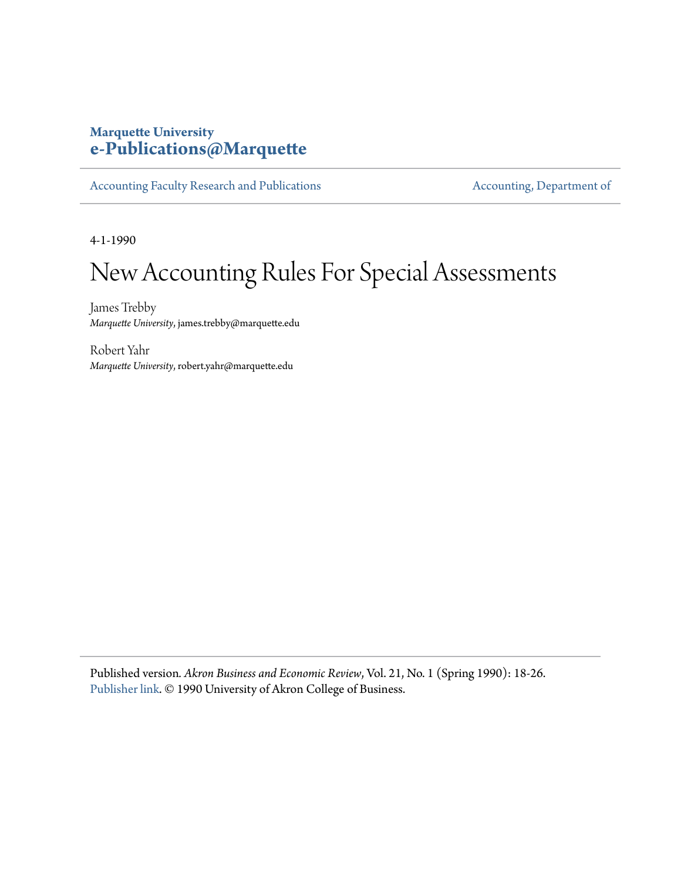**Marquette University**
**e-Publications@Marquette**

Accounting Faculty Research and Publications | Accounting, Department of

4-1-1990

# New Accounting Rules For Special Assessments

James Trebby
*Marquette University*, james.trebby@marquette.edu

Robert Yahr
*Marquette University*, robert.yahr@marquette.edu

Published version. *Akron Business and Economic Review*, Vol. 21, No. 1 (Spring 1990): 18-26. Publisher link. © 1990 University of Akron College of Business.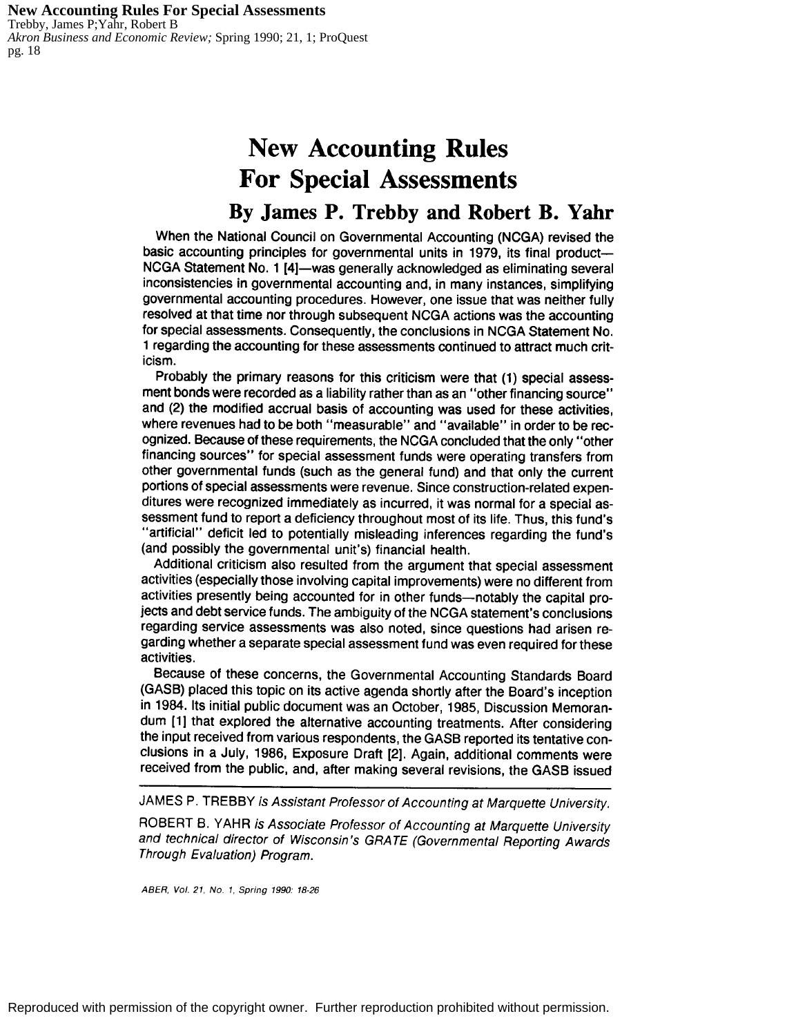# New Accounting Rules For Special Assessments

## By James P. Trebby and Robert B. Yahr

When the National Council on Governmental Accounting (NCGA) revised the basic accounting principles for governmental units in 1979, its final product—NCGA Statement No. 1 [4]—was generally acknowledged as eliminating several inconsistencies in governmental accounting and, in many instances, simplifying governmental accounting procedures. However, one issue that was neither fully resolved at that time nor through subsequent NCGA actions was the accounting for special assessments. Consequently, the conclusions in NCGA Statement No. 1 regarding the accounting for these assessments continued to attract much criticism.

Probably the primary reasons for this criticism were that (1) special assessment bonds were recorded as a liability rather than as an "other financing source" and (2) the modified accrual basis of accounting was used for these activities, where revenues had to be both "measurable" and "available" in order to be recognized. Because of these requirements, the NCGA concluded that the only "other financing sources" for special assessment funds were operating transfers from other governmental funds (such as the general fund) and that only the current portions of special assessments were revenue. Since construction-related expenditures were recognized immediately as incurred, it was normal for a special assessment fund to report a deficiency throughout most of its life. Thus, this fund's "artificial" deficit led to potentially misleading inferences regarding the fund's (and possibly the governmental unit's) financial health.

Additional criticism also resulted from the argument that special assessment activities (especially those involving capital improvements) were no different from activities presently being accounted for in other funds—notably the capital projects and debt service funds. The ambiguity of the NCGA statement's conclusions regarding service assessments was also noted, since questions had arisen regarding whether a separate special assessment fund was even required for these activities.

Because of these concerns, the Governmental Accounting Standards Board (GASB) placed this topic on its active agenda shortly after the Board's inception in 1984. Its initial public document was an October, 1985, Discussion Memorandum [1] that explored the alternative accounting treatments. After considering the input received from various respondents, the GASB reported its tentative conclusions in a July, 1986, Exposure Draft [2]. Again, additional comments were received from the public, and, after making several revisions, the GASB issued

---

JAMES P. TREBBY *is Assistant Professor of Accounting at Marquette University.*

ROBERT B. YAHR *is Associate Professor of Accounting at Marquette University and technical director of Wisconsin's GRATE (Governmental Reporting Awards Through Evaluation) Program.*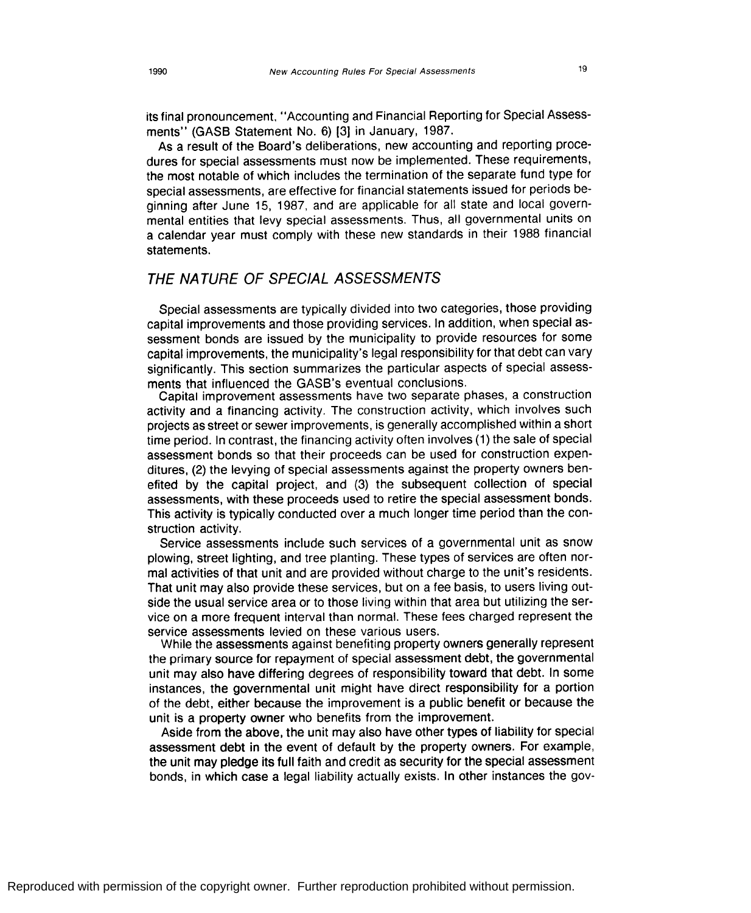its final pronouncement, "Accounting and Financial Reporting for Special Assessments" (GASB Statement No. 6) [3] in January, 1987.

As a result of the Board's deliberations, new accounting and reporting procedures for special assessments must now be implemented. These requirements, the most notable of which includes the termination of the separate fund type for special assessments, are effective for financial statements issued for periods beginning after June 15, 1987, and are applicable for all state and local governmental entities that levy special assessments. Thus, all governmental units on a calendar year must comply with these new standards in their 1988 financial statements.

## THE NATURE OF SPECIAL ASSESSMENTS

Special assessments are typically divided into two categories, those providing capital improvements and those providing services. In addition, when special assessment bonds are issued by the municipality to provide resources for some capital improvements, the municipality's legal responsibility for that debt can vary significantly. This section summarizes the particular aspects of special assessments that influenced the GASB's eventual conclusions.

Capital improvement assessments have two separate phases, a construction activity and a financing activity. The construction activity, which involves such projects as street or sewer improvements, is generally accomplished within a short time period. In contrast, the financing activity often involves (1) the sale of special assessment bonds so that their proceeds can be used for construction expenditures, (2) the levying of special assessments against the property owners benefited by the capital project, and (3) the subsequent collection of special assessments, with these proceeds used to retire the special assessment bonds. This activity is typically conducted over a much longer time period than the construction activity.

Service assessments include such services of a governmental unit as snow plowing, street lighting, and tree planting. These types of services are often normal activities of that unit and are provided without charge to the unit's residents. That unit may also provide these services, but on a fee basis, to users living outside the usual service area or to those living within that area but utilizing the service on a more frequent interval than normal. These fees charged represent the service assessments levied on these various users.

While the assessments against benefiting property owners generally represent the primary source for repayment of special assessment debt, the governmental unit may also have differing degrees of responsibility toward that debt. In some instances, the governmental unit might have direct responsibility for a portion of the debt, either because the improvement is a public benefit or because the unit is a property owner who benefits from the improvement.

Aside from the above, the unit may also have other types of liability for special assessment debt in the event of default by the property owners. For example, the unit may pledge its full faith and credit as security for the special assessment bonds, in which case a legal liability actually exists. In other instances the gov-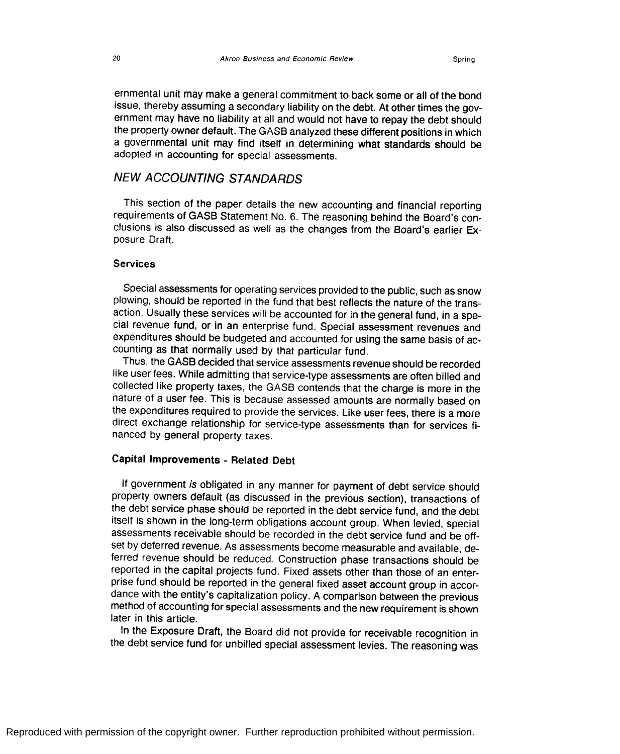ernmental unit may make a general commitment to back some or all of the bond issue, thereby assuming a secondary liability on the debt. At other times the government may have no liability at all and would not have to repay the debt should the property owner default. The GASB analyzed these different positions in which a governmental unit may find itself in determining what standards should be adopted in accounting for special assessments.

## *NEW ACCOUNTING STANDARDS*

This section of the paper details the new accounting and financial reporting requirements of GASB Statement No. 6. The reasoning behind the Board's conclusions is also discussed as well as the changes from the Board's earlier Exposure Draft.

### Services

Special assessments for operating services provided to the public, such as snow plowing, should be reported in the fund that best reflects the nature of the transaction. Usually these services will be accounted for in the general fund, in a special revenue fund, or in an enterprise fund. Special assessment revenues and expenditures should be budgeted and accounted for using the same basis of accounting as that normally used by that particular fund.

Thus, the GASB decided that service assessments revenue should be recorded like user fees. While admitting that service-type assessments are often billed and collected like property taxes, the GASB contends that the charge is more in the nature of a user fee. This is because assessed amounts are normally based on the expenditures required to provide the services. Like user fees, there is a more direct exchange relationship for service-type assessments than for services financed by general property taxes.

### Capital Improvements - Related Debt

If government *is* obligated in any manner for payment of debt service should property owners default (as discussed in the previous section), transactions of the debt service phase should be reported in the debt service fund, and the debt itself is shown in the long-term obligations account group. When levied, special assessments receivable should be recorded in the debt service fund and be offset by deferred revenue. As assessments become measurable and available, deferred revenue should be reduced. Construction phase transactions should be reported in the capital projects fund. Fixed assets other than those of an enterprise fund should be reported in the general fixed asset account group in accordance with the entity's capitalization policy. A comparison between the previous method of accounting for special assessments and the new requirement is shown later in this article.

In the Exposure Draft, the Board did not provide for receivable recognition in the debt service fund for unbilled special assessment levies. The reasoning was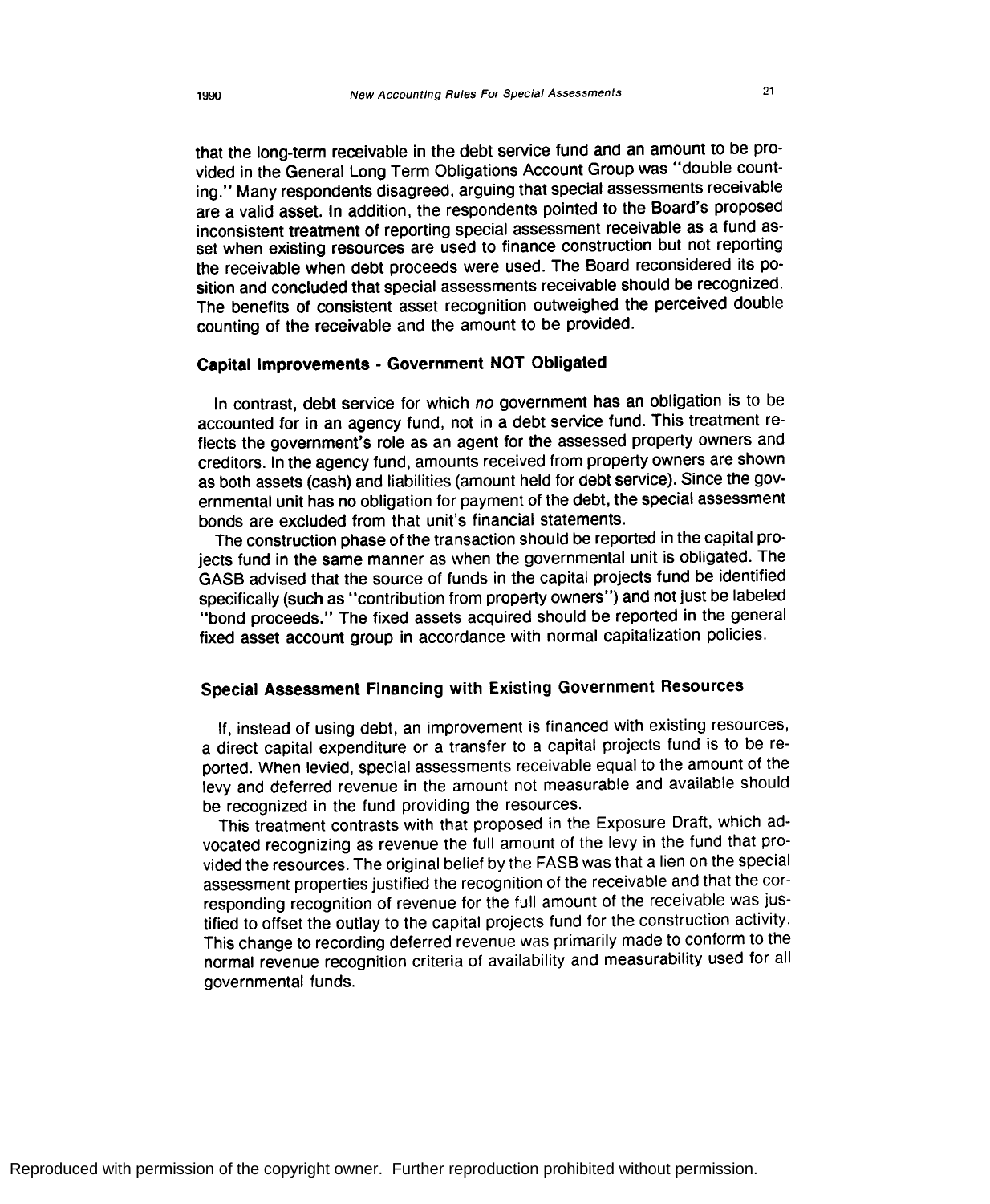that the long-term receivable in the debt service fund and an amount to be provided in the General Long Term Obligations Account Group was "double counting." Many respondents disagreed, arguing that special assessments receivable are a valid asset. In addition, the respondents pointed to the Board's proposed inconsistent treatment of reporting special assessment receivable as a fund asset when existing resources are used to finance construction but not reporting the receivable when debt proceeds were used. The Board reconsidered its position and concluded that special assessments receivable should be recognized. The benefits of consistent asset recognition outweighed the perceived double counting of the receivable and the amount to be provided.

### Capital Improvements - Government NOT Obligated

In contrast, debt service for which *no* government has an obligation is to be accounted for in an agency fund, not in a debt service fund. This treatment reflects the government's role as an agent for the assessed property owners and creditors. In the agency fund, amounts received from property owners are shown as both assets (cash) and liabilities (amount held for debt service). Since the governmental unit has no obligation for payment of the debt, the special assessment bonds are excluded from that unit's financial statements.

The construction phase of the transaction should be reported in the capital projects fund in the same manner as when the governmental unit is obligated. The GASB advised that the source of funds in the capital projects fund be identified specifically (such as "contribution from property owners") and not just be labeled "bond proceeds." The fixed assets acquired should be reported in the general fixed asset account group in accordance with normal capitalization policies.

### Special Assessment Financing with Existing Government Resources

If, instead of using debt, an improvement is financed with existing resources, a direct capital expenditure or a transfer to a capital projects fund is to be reported. When levied, special assessments receivable equal to the amount of the levy and deferred revenue in the amount not measurable and available should be recognized in the fund providing the resources.

This treatment contrasts with that proposed in the Exposure Draft, which advocated recognizing as revenue the full amount of the levy in the fund that provided the resources. The original belief by the FASB was that a lien on the special assessment properties justified the recognition of the receivable and that the corresponding recognition of revenue for the full amount of the receivable was justified to offset the outlay to the capital projects fund for the construction activity. This change to recording deferred revenue was primarily made to conform to the normal revenue recognition criteria of availability and measurability used for all governmental funds.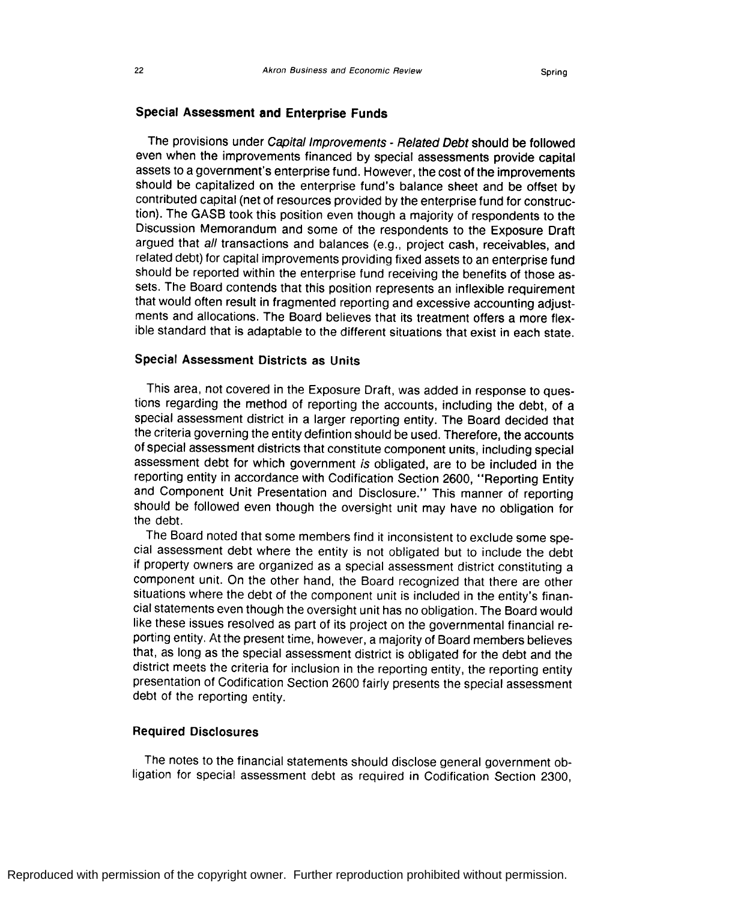### Special Assessment and Enterprise Funds

The provisions under *Capital Improvements - Related Debt* should be followed even when the improvements financed by special assessments provide capital assets to a government's enterprise fund. However, the cost of the improvements should be capitalized on the enterprise fund's balance sheet and be offset by contributed capital (net of resources provided by the enterprise fund for construction). The GASB took this position even though a majority of respondents to the Discussion Memorandum and some of the respondents to the Exposure Draft argued that *all* transactions and balances (e.g., project cash, receivables, and related debt) for capital improvements providing fixed assets to an enterprise fund should be reported within the enterprise fund receiving the benefits of those assets. The Board contends that this position represents an inflexible requirement that would often result in fragmented reporting and excessive accounting adjustments and allocations. The Board believes that its treatment offers a more flexible standard that is adaptable to the different situations that exist in each state.

### Special Assessment Districts as Units

This area, not covered in the Exposure Draft, was added in response to questions regarding the method of reporting the accounts, including the debt, of a special assessment district in a larger reporting entity. The Board decided that the criteria governing the entity defintion should be used. Therefore, the accounts of special assessment districts that constitute component units, including special assessment debt for which government *is* obligated, are to be included in the reporting entity in accordance with Codification Section 2600, "Reporting Entity and Component Unit Presentation and Disclosure." This manner of reporting should be followed even though the oversight unit may have no obligation for the debt.

The Board noted that some members find it inconsistent to exclude some special assessment debt where the entity is not obligated but to include the debt if property owners are organized as a special assessment district constituting a component unit. On the other hand, the Board recognized that there are other situations where the debt of the component unit is included in the entity's financial statements even though the oversight unit has no obligation. The Board would like these issues resolved as part of its project on the governmental financial reporting entity. At the present time, however, a majority of Board members believes that, as long as the special assessment district is obligated for the debt and the district meets the criteria for inclusion in the reporting entity, the reporting entity presentation of Codification Section 2600 fairly presents the special assessment debt of the reporting entity.

### Required Disclosures

The notes to the financial statements should disclose general government obligation for special assessment debt as required in Codification Section 2300,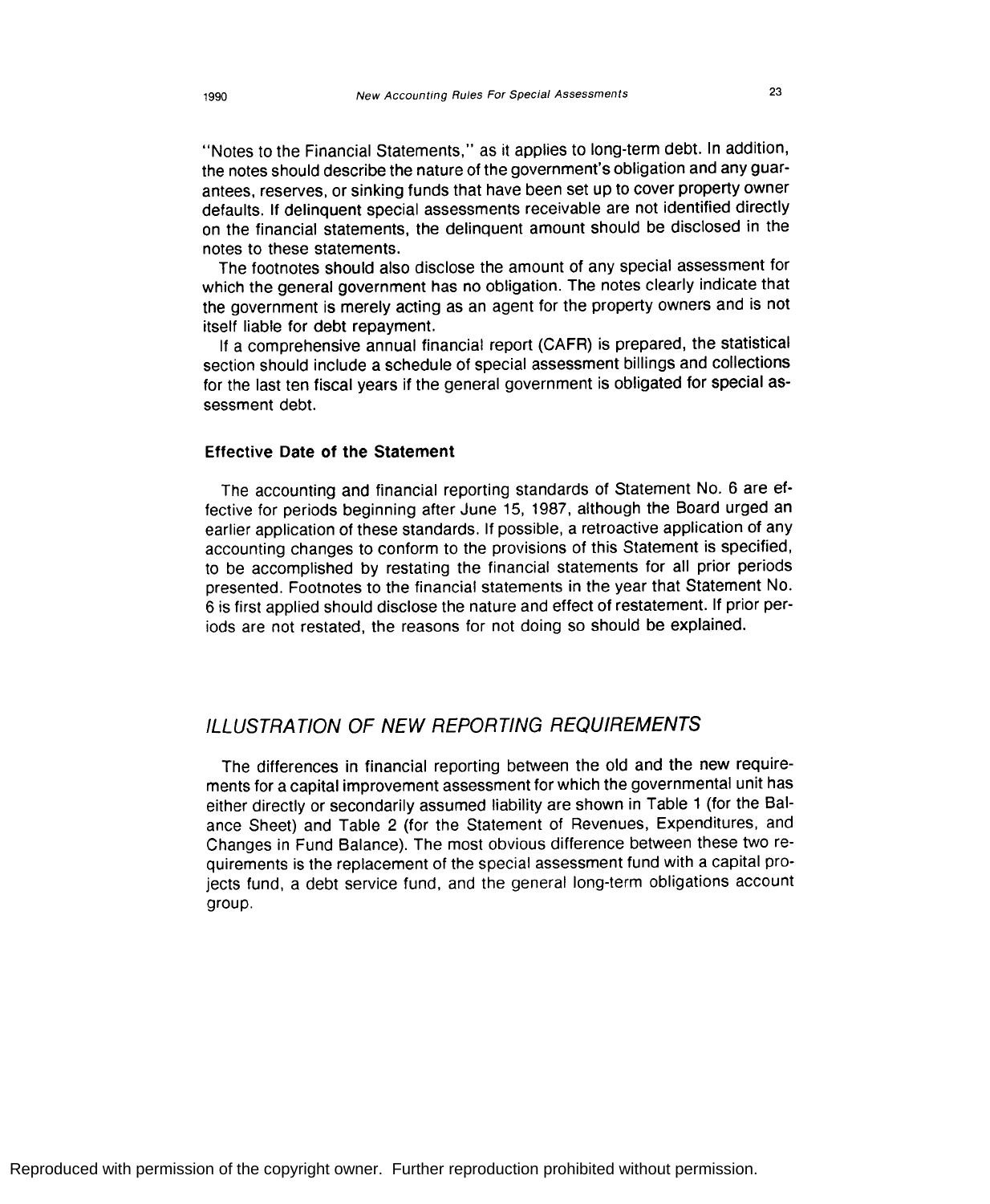"Notes to the Financial Statements," as it applies to long-term debt. In addition, the notes should describe the nature of the government's obligation and any guarantees, reserves, or sinking funds that have been set up to cover property owner defaults. If delinquent special assessments receivable are not identified directly on the financial statements, the delinquent amount should be disclosed in the notes to these statements.

The footnotes should also disclose the amount of any special assessment for which the general government has no obligation. The notes clearly indicate that the government is merely acting as an agent for the property owners and is not itself liable for debt repayment.

If a comprehensive annual financial report (CAFR) is prepared, the statistical section should include a schedule of special assessment billings and collections for the last ten fiscal years if the general government is obligated for special assessment debt.

### Effective Date of the Statement

The accounting and financial reporting standards of Statement No. 6 are effective for periods beginning after June 15, 1987, although the Board urged an earlier application of these standards. If possible, a retroactive application of any accounting changes to conform to the provisions of this Statement is specified, to be accomplished by restating the financial statements for all prior periods presented. Footnotes to the financial statements in the year that Statement No. 6 is first applied should disclose the nature and effect of restatement. If prior periods are not restated, the reasons for not doing so should be explained.

## *ILLUSTRATION OF NEW REPORTING REQUIREMENTS*

The differences in financial reporting between the old and the new requirements for a capital improvement assessment for which the governmental unit has either directly or secondarily assumed liability are shown in Table 1 (for the Balance Sheet) and Table 2 (for the Statement of Revenues, Expenditures, and Changes in Fund Balance). The most obvious difference between these two requirements is the replacement of the special assessment fund with a capital projects fund, a debt service fund, and the general long-term obligations account group.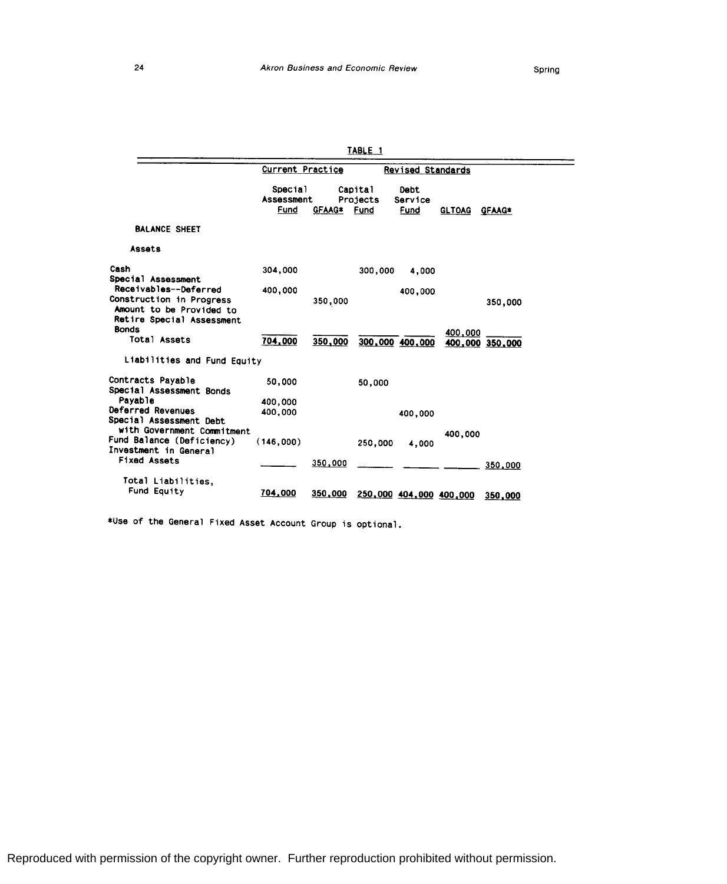TABLE 1

| | Current Practice | | Revised Standards | | | |
|---|---|---|---|---|---|---|
| | Special Assessment Fund | GFAAG* | Capital Projects Fund | Debt Service Fund | GLTOAG | GFAAG* |
| **BALANCE SHEET** | | | | | | |
| **Assets** | | | | | | |
| Cash | 304,000 | | 300,000 | 4,000 | | |
| Special Assessment Receivables--Deferred | 400,000 | | | 400,000 | | |
| Construction in Progress | | 350,000 | | | | 350,000 |
| Amount to be Provided to Retire Special Assessment Bonds | | | | | 400,000 | |
| Total Assets | 704,000 | 350,000 | 300,000 | 400,000 | 400,000 | 350,000 |
| **Liabilities and Fund Equity** | | | | | | |
| Contracts Payable | 50,000 | | 50,000 | | | |
| Special Assessment Bonds Payable | 400,000 | | | | | |
| Deferred Revenues | 400,000 | | | 400,000 | | |
| Special Assessment Debt with Government Commitment | | | | | 400,000 | |
| Fund Balance (Deficiency) | (146,000) | | 250,000 | 4,000 | | |
| Investment in General Fixed Assets | | 350,000 | | | | 350,000 |
| Total Liabilities, Fund Equity | 704,000 | 350,000 | 250,000 | 404,000 | 400,000 | 350,000 |

*Use of the General Fixed Asset Account Group is optional.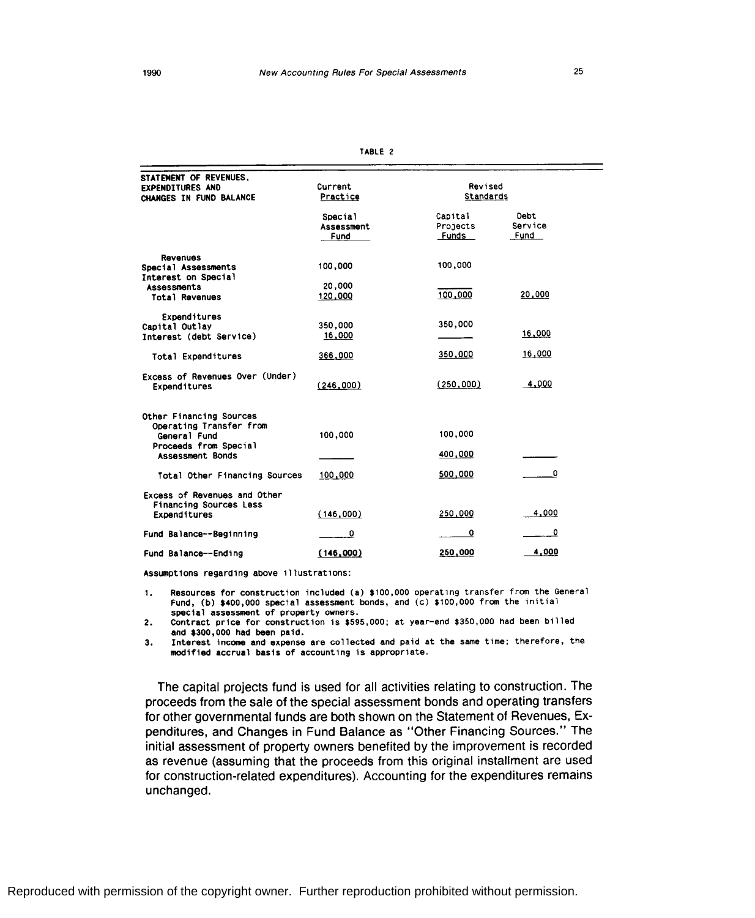TABLE 2

| STATEMENT OF REVENUES, EXPENDITURES AND CHANGES IN FUND BALANCE | Current Practice | Revised Standards | |
|---|---|---|---|
| | Special Assessment Fund | Capital Projects Funds | Debt Service Fund |
| **Revenues** | | | |
| Special Assessments | 100,000 | 100,000 | |
| Interest on Special Assessments | 20,000 | | |
| Total Revenues | 120,000 | 100,000 | 20,000 |
| **Expenditures** | | | |
| Capital Outlay | 350,000 | 350,000 | |
| Interest (debt Service) | 16,000 | | 16,000 |
| Total Expenditures | 366,000 | 350,000 | 16,000 |
| Excess of Revenues Over (Under) Expenditures | (246,000) | (250,000) | 4,000 |
| Other Financing Sources | | | |
| Operating Transfer from General Fund | 100,000 | 100,000 | |
| Proceeds from Special Assessment Bonds | | 400,000 | |
| Total Other Financing Sources | 100,000 | 500,000 | 0 |
| Excess of Revenues and Other Financing Sources Less Expenditures | (146,000) | 250,000 | 4,000 |
| Fund Balance--Beginning | 0 | 0 | 0 |
| Fund Balance--Ending | (146,000) | 250,000 | 4,000 |

Assumptions regarding above illustrations:

1. Resources for construction included (a) $100,000 operating transfer from the General Fund, (b) $400,000 special assessment bonds, and (c) $100,000 from the initial special assessment of property owners.
2. Contract price for construction is $595,000; at year-end $350,000 had been billed and $300,000 had been paid.
3. Interest income and expense are collected and paid at the same time; therefore, the modified accrual basis of accounting is appropriate.

The capital projects fund is used for all activities relating to construction. The proceeds from the sale of the special assessment bonds and operating transfers for other governmental funds are both shown on the Statement of Revenues, Expenditures, and Changes in Fund Balance as "Other Financing Sources." The initial assessment of property owners benefited by the improvement is recorded as revenue (assuming that the proceeds from this original installment are used for construction-related expenditures). Accounting for the expenditures remains unchanged.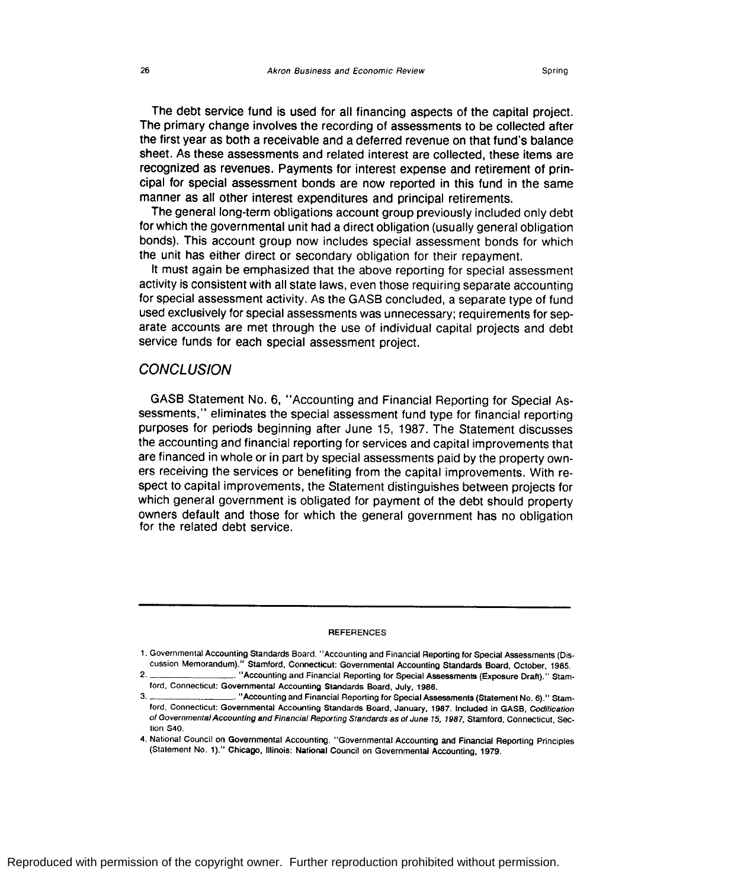The debt service fund is used for all financing aspects of the capital project. The primary change involves the recording of assessments to be collected after the first year as both a receivable and a deferred revenue on that fund's balance sheet. As these assessments and related interest are collected, these items are recognized as revenues. Payments for interest expense and retirement of principal for special assessment bonds are now reported in this fund in the same manner as all other interest expenditures and principal retirements.

The general long-term obligations account group previously included only debt for which the governmental unit had a direct obligation (usually general obligation bonds). This account group now includes special assessment bonds for which the unit has either direct or secondary obligation for their repayment.

It must again be emphasized that the above reporting for special assessment activity is consistent with all state laws, even those requiring separate accounting for special assessment activity. As the GASB concluded, a separate type of fund used exclusively for special assessments was unnecessary; requirements for separate accounts are met through the use of individual capital projects and debt service funds for each special assessment project.

## *CONCLUSION*

GASB Statement No. 6, "Accounting and Financial Reporting for Special Assessments," eliminates the special assessment fund type for financial reporting purposes for periods beginning after June 15, 1987. The Statement discusses the accounting and financial reporting for services and capital improvements that are financed in whole or in part by special assessments paid by the property owners receiving the services or benefiting from the capital improvements. With respect to capital improvements, the Statement distinguishes between projects for which general government is obligated for payment of the debt should property owners default and those for which the general government has no obligation for the related debt service.

---

### REFERENCES

1. Governmental Accounting Standards Board. "Accounting and Financial Reporting for Special Assessments (Discussion Memorandum)." Stamford, Connecticut: Governmental Accounting Standards Board, October, 1985.
2. ______________. "Accounting and Financial Reporting for Special Assessments (Exposure Draft)." Stamford, Connecticut: Governmental Accounting Standards Board, July, 1986.
3. ______________. "Accounting and Financial Reporting for Special Assessments (Statement No. 6)." Stamford, Connecticut: Governmental Accounting Standards Board, January, 1987. Included in GASB, *Codification of Governmental Accounting and Financial Reporting Standards as of June 15, 1987,* Stamford, Connecticut, Section S40.
4. National Council on Governmental Accounting. "Governmental Accounting and Financial Reporting Principles (Statement No. 1)." Chicago, Illinois: National Council on Governmental Accounting, 1979.

Reproduced with permission of the copyright owner. Further reproduction prohibited without permission.